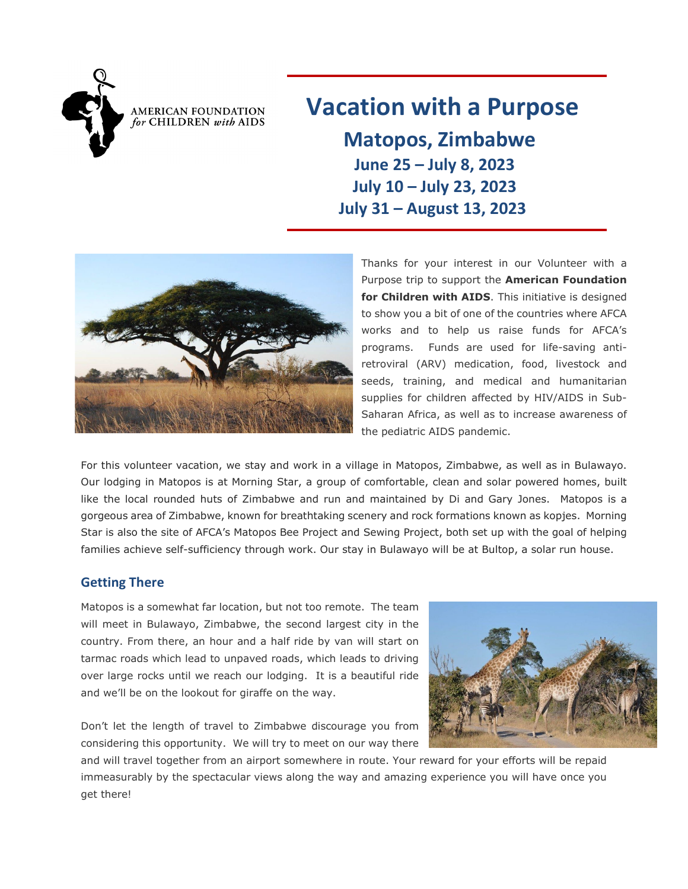AMERICAN FOUNDATION *for* CHILDREN *with* AIDS

# Vacation with a Purpose

## Matopos, Zimbabwe

### June 25 – July 8, 2023
### July 10 – July 23, 2023
### July 31 – August 13, 2023

Thanks for your interest in our Volunteer with a Purpose trip to support the **American Foundation for Children with AIDS**. This initiative is designed to show you a bit of one of the countries where AFCA works and to help us raise funds for AFCA's programs. Funds are used for life-saving anti-retroviral (ARV) medication, food, livestock and seeds, training, and medical and humanitarian supplies for children affected by HIV/AIDS in Sub-Saharan Africa, as well as to increase awareness of the pediatric AIDS pandemic.

For this volunteer vacation, we stay and work in a village in Matopos, Zimbabwe, as well as in Bulawayo. Our lodging in Matopos is at Morning Star, a group of comfortable, clean and solar powered homes, built like the local rounded huts of Zimbabwe and run and maintained by Di and Gary Jones. Matopos is a gorgeous area of Zimbabwe, known for breathtaking scenery and rock formations known as kopjes. Morning Star is also the site of AFCA's Matopos Bee Project and Sewing Project, both set up with the goal of helping families achieve self-sufficiency through work. Our stay in Bulawayo will be at Bultop, a solar run house.

### Getting There

Matopos is a somewhat far location, but not too remote. The team will meet in Bulawayo, Zimbabwe, the second largest city in the country. From there, an hour and a half ride by van will start on tarmac roads which lead to unpaved roads, which leads to driving over large rocks until we reach our lodging. It is a beautiful ride and we'll be on the lookout for giraffe on the way.

Don't let the length of travel to Zimbabwe discourage you from considering this opportunity. We will try to meet on our way there and will travel together from an airport somewhere in route. Your reward for your efforts will be repaid immeasurably by the spectacular views along the way and amazing experience you will have once you get there!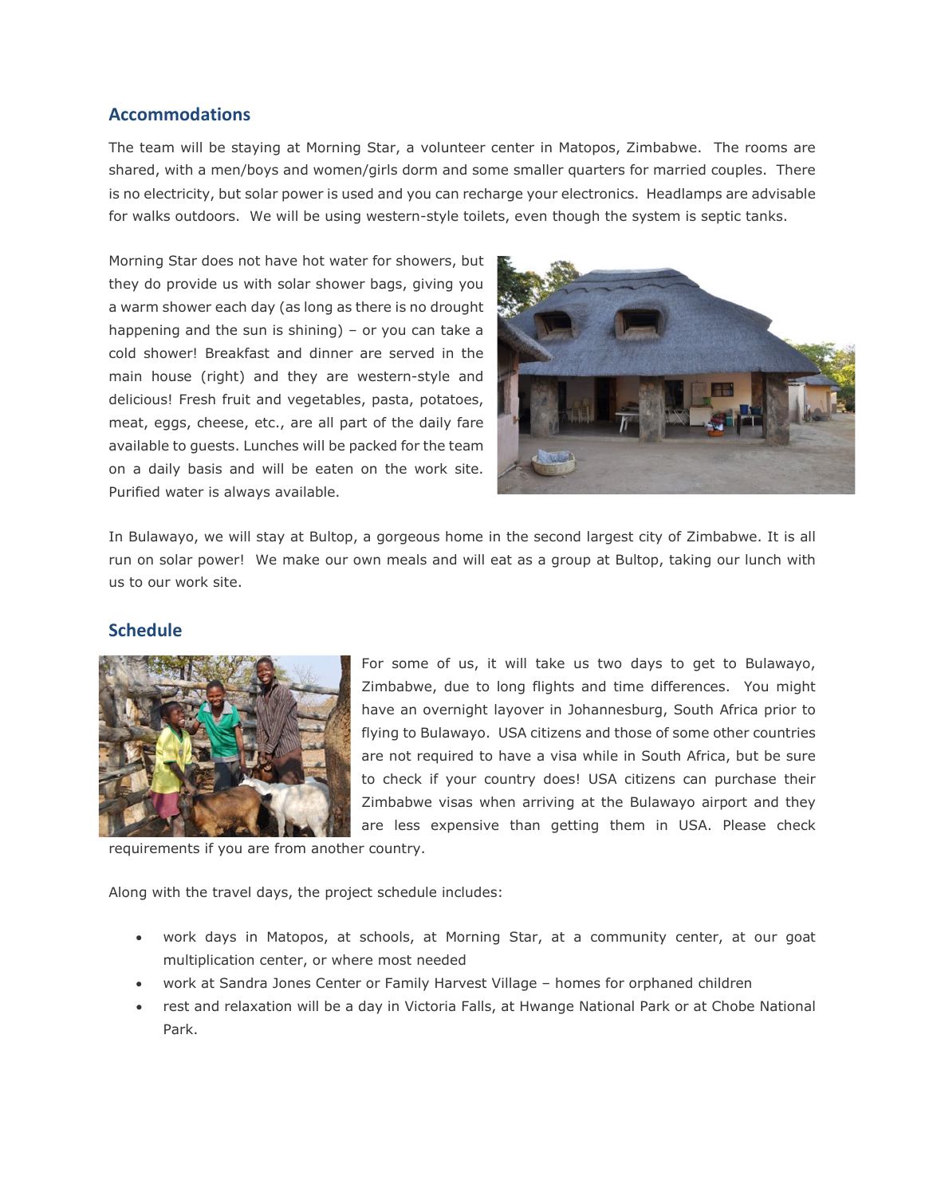## Accommodations

The team will be staying at Morning Star, a volunteer center in Matopos, Zimbabwe. The rooms are shared, with a men/boys and women/girls dorm and some smaller quarters for married couples. There is no electricity, but solar power is used and you can recharge your electronics. Headlamps are advisable for walks outdoors. We will be using western-style toilets, even though the system is septic tanks.

Morning Star does not have hot water for showers, but they do provide us with solar shower bags, giving you a warm shower each day (as long as there is no drought happening and the sun is shining) – or you can take a cold shower! Breakfast and dinner are served in the main house (right) and they are western-style and delicious! Fresh fruit and vegetables, pasta, potatoes, meat, eggs, cheese, etc., are all part of the daily fare available to guests. Lunches will be packed for the team on a daily basis and will be eaten on the work site. Purified water is always available.

In Bulawayo, we will stay at Bultop, a gorgeous home in the second largest city of Zimbabwe. It is all run on solar power! We make our own meals and will eat as a group at Bultop, taking our lunch with us to our work site.

## Schedule

For some of us, it will take us two days to get to Bulawayo, Zimbabwe, due to long flights and time differences. You might have an overnight layover in Johannesburg, South Africa prior to flying to Bulawayo. USA citizens and those of some other countries are not required to have a visa while in South Africa, but be sure to check if your country does! USA citizens can purchase their Zimbabwe visas when arriving at the Bulawayo airport and they are less expensive than getting them in USA. Please check requirements if you are from another country.

Along with the travel days, the project schedule includes:

- work days in Matopos, at schools, at Morning Star, at a community center, at our goat multiplication center, or where most needed
- work at Sandra Jones Center or Family Harvest Village – homes for orphaned children
- rest and relaxation will be a day in Victoria Falls, at Hwange National Park or at Chobe National Park.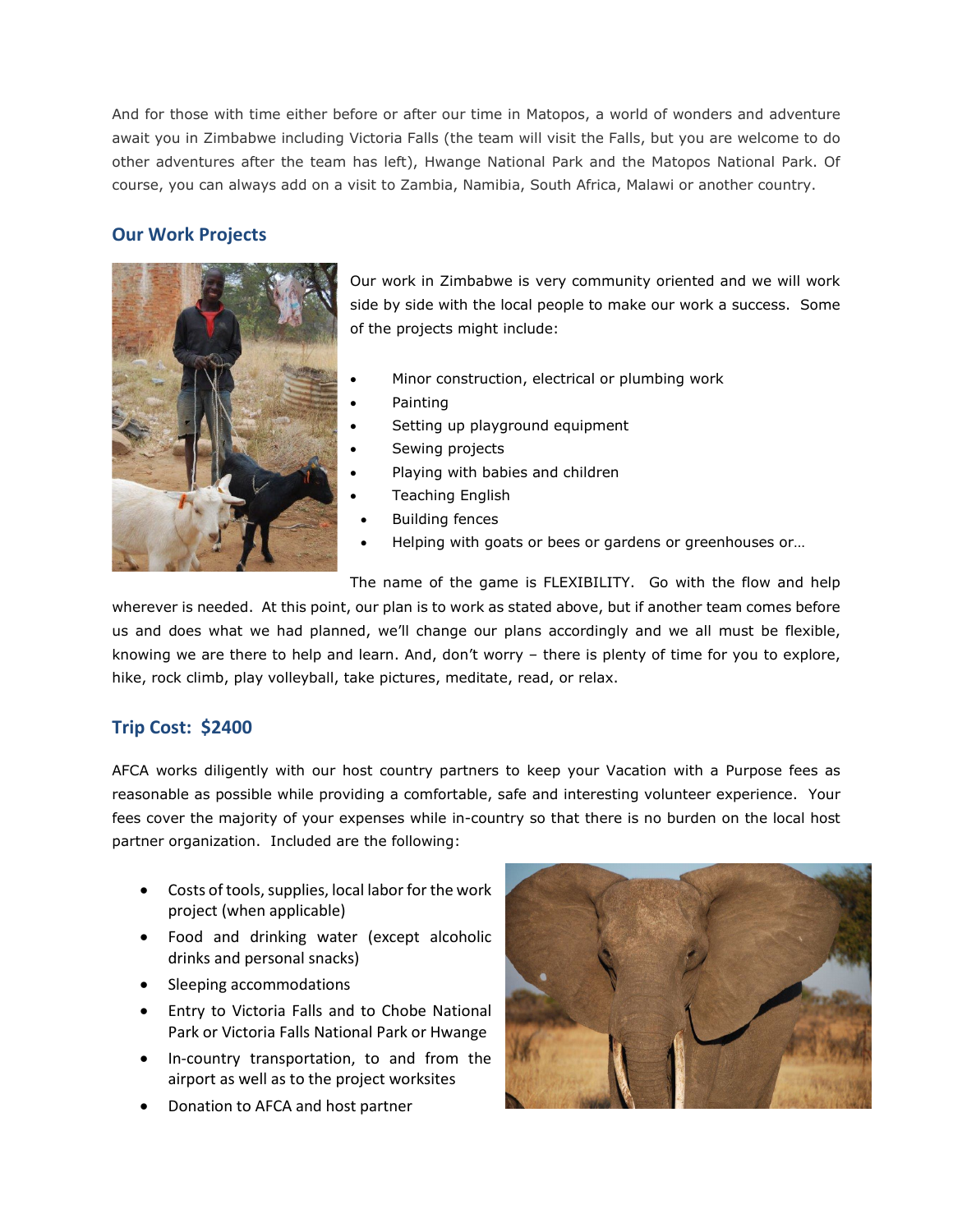And for those with time either before or after our time in Matopos, a world of wonders and adventure await you in Zimbabwe including Victoria Falls (the team will visit the Falls, but you are welcome to do other adventures after the team has left), Hwange National Park and the Matopos National Park. Of course, you can always add on a visit to Zambia, Namibia, South Africa, Malawi or another country.

## Our Work Projects

Our work in Zimbabwe is very community oriented and we will work side by side with the local people to make our work a success. Some of the projects might include:

- Minor construction, electrical or plumbing work
- Painting
- Setting up playground equipment
- Sewing projects
- Playing with babies and children
- Teaching English
- Building fences
- Helping with goats or bees or gardens or greenhouses or…

The name of the game is FLEXIBILITY. Go with the flow and help wherever is needed. At this point, our plan is to work as stated above, but if another team comes before us and does what we had planned, we'll change our plans accordingly and we all must be flexible, knowing we are there to help and learn. And, don't worry – there is plenty of time for you to explore, hike, rock climb, play volleyball, take pictures, meditate, read, or relax.

## Trip Cost: $2400

AFCA works diligently with our host country partners to keep your Vacation with a Purpose fees as reasonable as possible while providing a comfortable, safe and interesting volunteer experience. Your fees cover the majority of your expenses while in-country so that there is no burden on the local host partner organization. Included are the following:

- Costs of tools, supplies, local labor for the work project (when applicable)
- Food and drinking water (except alcoholic drinks and personal snacks)
- Sleeping accommodations
- Entry to Victoria Falls and to Chobe National Park or Victoria Falls National Park or Hwange
- In-country transportation, to and from the airport as well as to the project worksites
- Donation to AFCA and host partner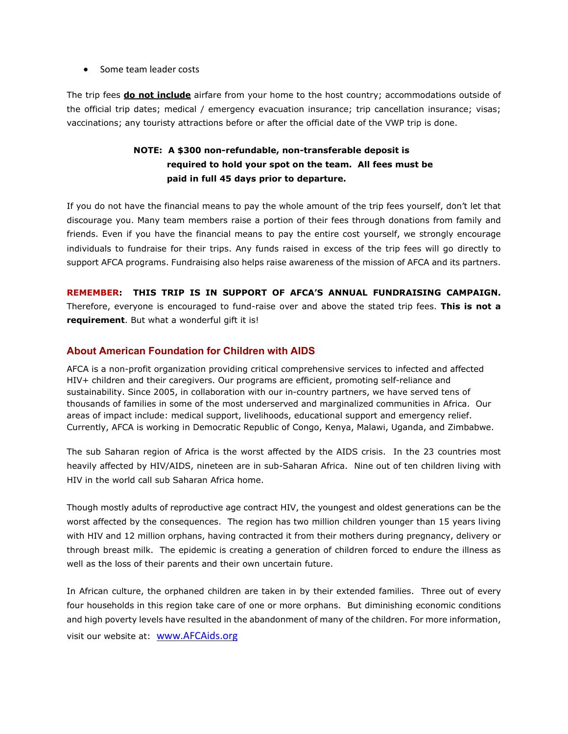- Some team leader costs

The trip fees **do not include** airfare from your home to the host country; accommodations outside of the official trip dates; medical / emergency evacuation insurance; trip cancellation insurance; visas; vaccinations; any touristy attractions before or after the official date of the VWP trip is done.

**NOTE: A $300 non-refundable, non-transferable deposit is required to hold your spot on the team. All fees must be paid in full 45 days prior to departure.**

If you do not have the financial means to pay the whole amount of the trip fees yourself, don't let that discourage you. Many team members raise a portion of their fees through donations from family and friends. Even if you have the financial means to pay the entire cost yourself, we strongly encourage individuals to fundraise for their trips. Any funds raised in excess of the trip fees will go directly to support AFCA programs. Fundraising also helps raise awareness of the mission of AFCA and its partners.

**REMEMBER: THIS TRIP IS IN SUPPORT OF AFCA'S ANNUAL FUNDRAISING CAMPAIGN.** Therefore, everyone is encouraged to fund-raise over and above the stated trip fees. **This is not a requirement**. But what a wonderful gift it is!

## About American Foundation for Children with AIDS

AFCA is a non-profit organization providing critical comprehensive services to infected and affected HIV+ children and their caregivers. Our programs are efficient, promoting self-reliance and sustainability. Since 2005, in collaboration with our in-country partners, we have served tens of thousands of families in some of the most underserved and marginalized communities in Africa. Our areas of impact include: medical support, livelihoods, educational support and emergency relief. Currently, AFCA is working in Democratic Republic of Congo, Kenya, Malawi, Uganda, and Zimbabwe.

The sub Saharan region of Africa is the worst affected by the AIDS crisis. In the 23 countries most heavily affected by HIV/AIDS, nineteen are in sub-Saharan Africa. Nine out of ten children living with HIV in the world call sub Saharan Africa home.

Though mostly adults of reproductive age contract HIV, the youngest and oldest generations can be the worst affected by the consequences. The region has two million children younger than 15 years living with HIV and 12 million orphans, having contracted it from their mothers during pregnancy, delivery or through breast milk. The epidemic is creating a generation of children forced to endure the illness as well as the loss of their parents and their own uncertain future.

In African culture, the orphaned children are taken in by their extended families. Three out of every four households in this region take care of one or more orphans. But diminishing economic conditions and high poverty levels have resulted in the abandonment of many of the children. For more information, visit our website at: www.AFCAids.org